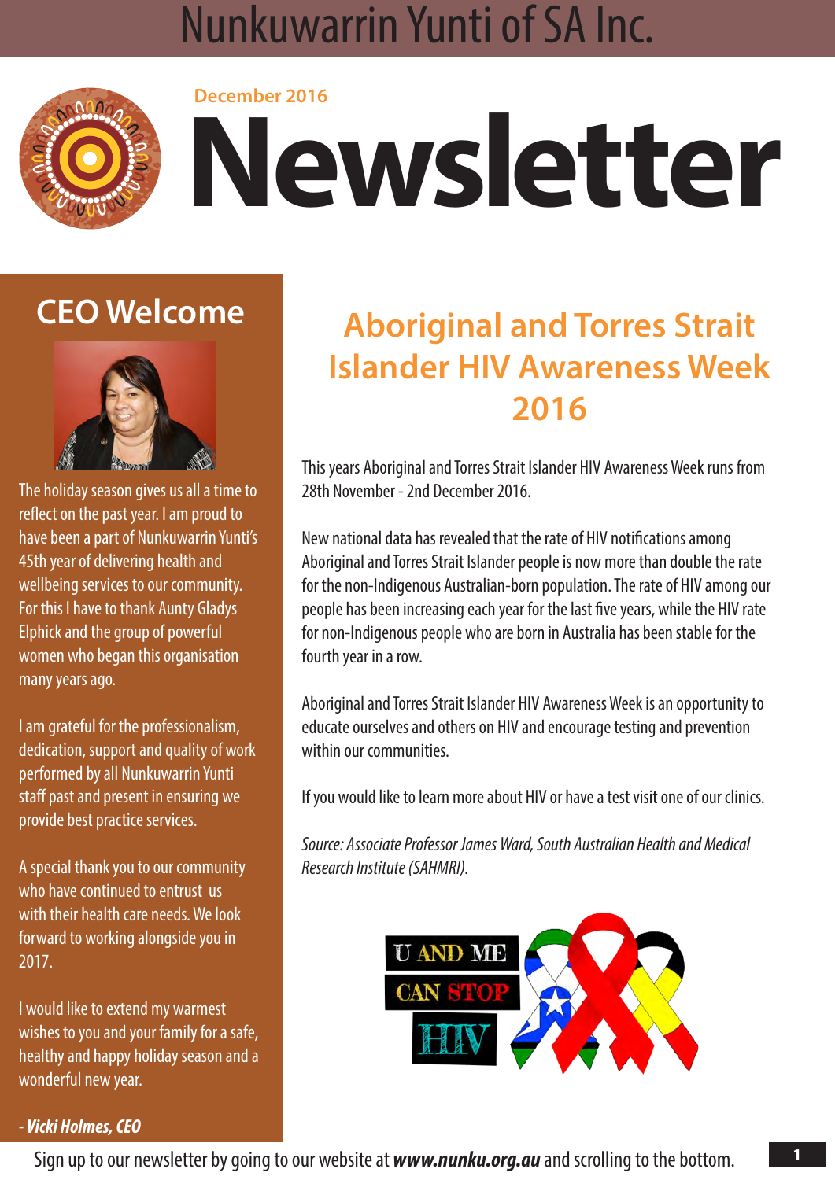# Nunkuwarrin Yunti of SA Inc.

December 2016

# Newsletter

## CEO Welcome

The holiday season gives us all a time to reflect on the past year. I am proud to have been a part of Nunkuwarrin Yunti's 45th year of delivering health and wellbeing services to our community. For this I have to thank Aunty Gladys Elphick and the group of powerful women who began this organisation many years ago.

I am grateful for the professionalism, dedication, support and quality of work performed by all Nunkuwarrin Yunti staff past and present in ensuring we provide best practice services.

A special thank you to our community who have continued to entrust us with their health care needs. We look forward to working alongside you in 2017.

I would like to extend my warmest wishes to you and your family for a safe, healthy and happy holiday season and a wonderful new year.

***- Vicki Holmes, CEO***

## Aboriginal and Torres Strait Islander HIV Awareness Week 2016

This years Aboriginal and Torres Strait Islander HIV Awareness Week runs from 28th November - 2nd December 2016.

New national data has revealed that the rate of HIV notifications among Aboriginal and Torres Strait Islander people is now more than double the rate for the non-Indigenous Australian-born population. The rate of HIV among our people has been increasing each year for the last five years, while the HIV rate for non-Indigenous people who are born in Australia has been stable for the fourth year in a row.

Aboriginal and Torres Strait Islander HIV Awareness Week is an opportunity to educate ourselves and others on HIV and encourage testing and prevention within our communities.

If you would like to learn more about HIV or have a test visit one of our clinics.

*Source: Associate Professor James Ward, South Australian Health and Medical Research Institute (SAHMRI).*

U AND ME CAN STOP HIV

Sign up to our newsletter by going to our website at ***www.nunku.org.au*** and scrolling to the bottom.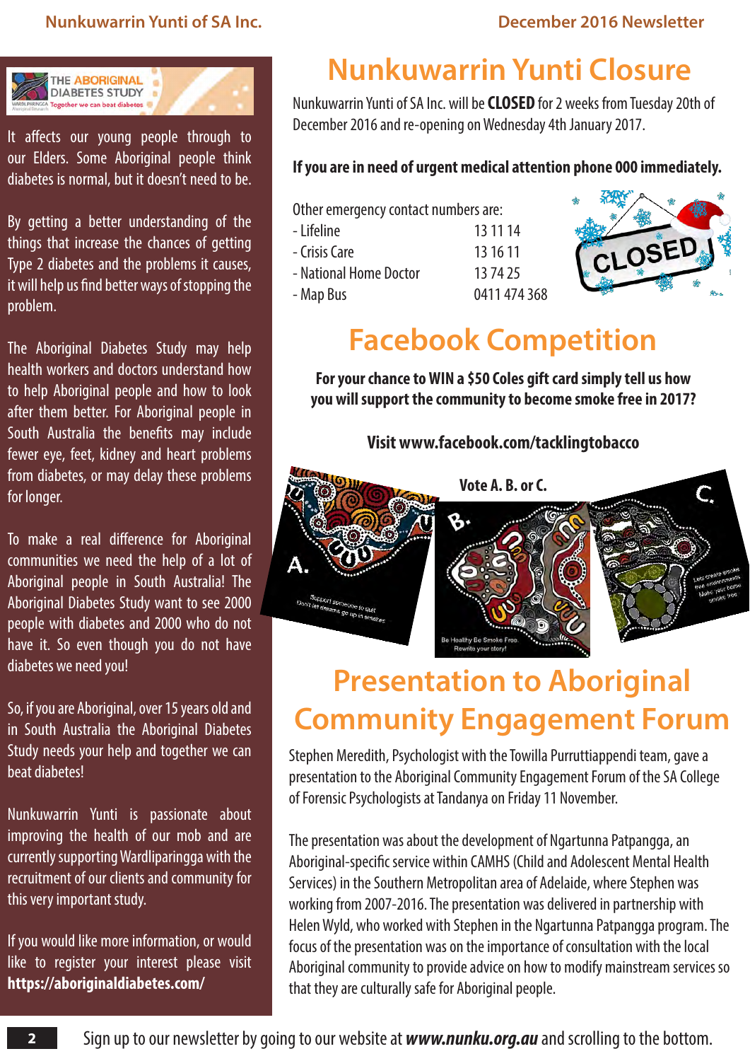It affects our young people through to our Elders. Some Aboriginal people think diabetes is normal, but it doesn't need to be.

By getting a better understanding of the things that increase the chances of getting Type 2 diabetes and the problems it causes, it will help us find better ways of stopping the problem.

The Aboriginal Diabetes Study may help health workers and doctors understand how to help Aboriginal people and how to look after them better. For Aboriginal people in South Australia the benefits may include fewer eye, feet, kidney and heart problems from diabetes, or may delay these problems for longer.

To make a real difference for Aboriginal communities we need the help of a lot of Aboriginal people in South Australia! The Aboriginal Diabetes Study want to see 2000 people with diabetes and 2000 who do not have it. So even though you do not have diabetes we need you!

So, if you are Aboriginal, over 15 years old and in South Australia the Aboriginal Diabetes Study needs your help and together we can beat diabetes!

Nunkuwarrin Yunti is passionate about improving the health of our mob and are currently supporting Wardliparingga with the recruitment of our clients and community for this very important study.

If you would like more information, or would like to register your interest please visit **https://aboriginaldiabetes.com/**

# Nunkuwarrin Yunti Closure

Nunkuwarrin Yunti of SA Inc. will be **CLOSED** for 2 weeks from Tuesday 20th of December 2016 and re-opening on Wednesday 4th January 2017.

**If you are in need of urgent medical attention phone 000 immediately.**

Other emergency contact numbers are:

| | |
|---|---|
| - Lifeline | 13 11 14 |
| - Crisis Care | 13 16 11 |
| - National Home Doctor | 13 74 25 |
| - Map Bus | 0411 474 368 |

# Facebook Competition

**For your chance to WIN a $50 Coles gift card simply tell us how you will support the community to become smoke free in 2017?**

**Visit www.facebook.com/tacklingtobacco**

**Vote A. B. or C.**

# Presentation to Aboriginal Community Engagement Forum

Stephen Meredith, Psychologist with the Towilla Purruttiappendi team, gave a presentation to the Aboriginal Community Engagement Forum of the SA College of Forensic Psychologists at Tandanya on Friday 11 November.

The presentation was about the development of Ngartunna Patpangga, an Aboriginal-specific service within CAMHS (Child and Adolescent Mental Health Services) in the Southern Metropolitan area of Adelaide, where Stephen was working from 2007-2016. The presentation was delivered in partnership with Helen Wyld, who worked with Stephen in the Ngartunna Patpangga program. The focus of the presentation was on the importance of consultation with the local Aboriginal community to provide advice on how to modify mainstream services so that they are culturally safe for Aboriginal people.

Sign up to our newsletter by going to our website at ***www.nunku.org.au*** and scrolling to the bottom.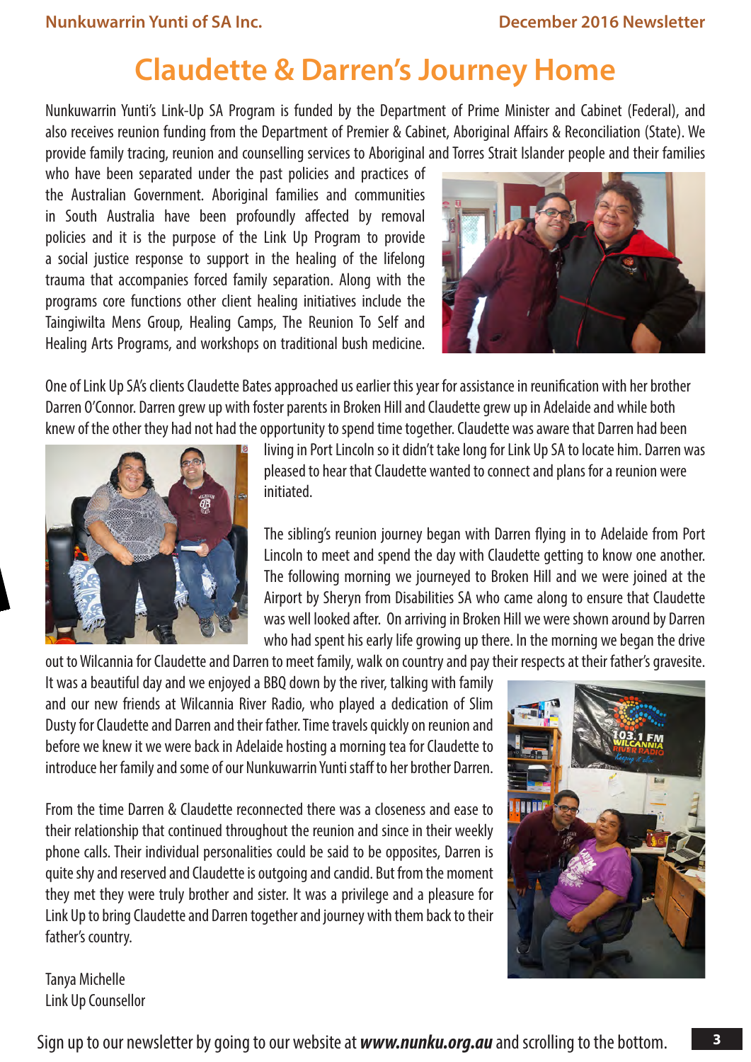# Claudette & Darren's Journey Home

Nunkuwarrin Yunti's Link-Up SA Program is funded by the Department of Prime Minister and Cabinet (Federal), and also receives reunion funding from the Department of Premier & Cabinet, Aboriginal Affairs & Reconciliation (State). We provide family tracing, reunion and counselling services to Aboriginal and Torres Strait Islander people and their families who have been separated under the past policies and practices of the Australian Government. Aboriginal families and communities in South Australia have been profoundly affected by removal policies and it is the purpose of the Link Up Program to provide a social justice response to support in the healing of the lifelong trauma that accompanies forced family separation. Along with the programs core functions other client healing initiatives include the Taingiwilta Mens Group, Healing Camps, The Reunion To Self and Healing Arts Programs, and workshops on traditional bush medicine.

One of Link Up SA's clients Claudette Bates approached us earlier this year for assistance in reunification with her brother Darren O'Connor. Darren grew up with foster parents in Broken Hill and Claudette grew up in Adelaide and while both knew of the other they had not had the opportunity to spend time together. Claudette was aware that Darren had been living in Port Lincoln so it didn't take long for Link Up SA to locate him. Darren was pleased to hear that Claudette wanted to connect and plans for a reunion were initiated.

The sibling's reunion journey began with Darren flying in to Adelaide from Port Lincoln to meet and spend the day with Claudette getting to know one another. The following morning we journeyed to Broken Hill and we were joined at the Airport by Sheryn from Disabilities SA who came along to ensure that Claudette was well looked after. On arriving in Broken Hill we were shown around by Darren who had spent his early life growing up there. In the morning we began the drive out to Wilcannia for Claudette and Darren to meet family, walk on country and pay their respects at their father's gravesite. It was a beautiful day and we enjoyed a BBQ down by the river, talking with family and our new friends at Wilcannia River Radio, who played a dedication of Slim Dusty for Claudette and Darren and their father. Time travels quickly on reunion and before we knew it we were back in Adelaide hosting a morning tea for Claudette to introduce her family and some of our Nunkuwarrin Yunti staff to her brother Darren.

From the time Darren & Claudette reconnected there was a closeness and ease to their relationship that continued throughout the reunion and since in their weekly phone calls. Their individual personalities could be said to be opposites, Darren is quite shy and reserved and Claudette is outgoing and candid. But from the moment they met they were truly brother and sister. It was a privilege and a pleasure for Link Up to bring Claudette and Darren together and journey with them back to their father's country.

Tanya Michelle
Link Up Counsellor

Sign up to our newsletter by going to our website at ***www.nunku.org.au*** and scrolling to the bottom.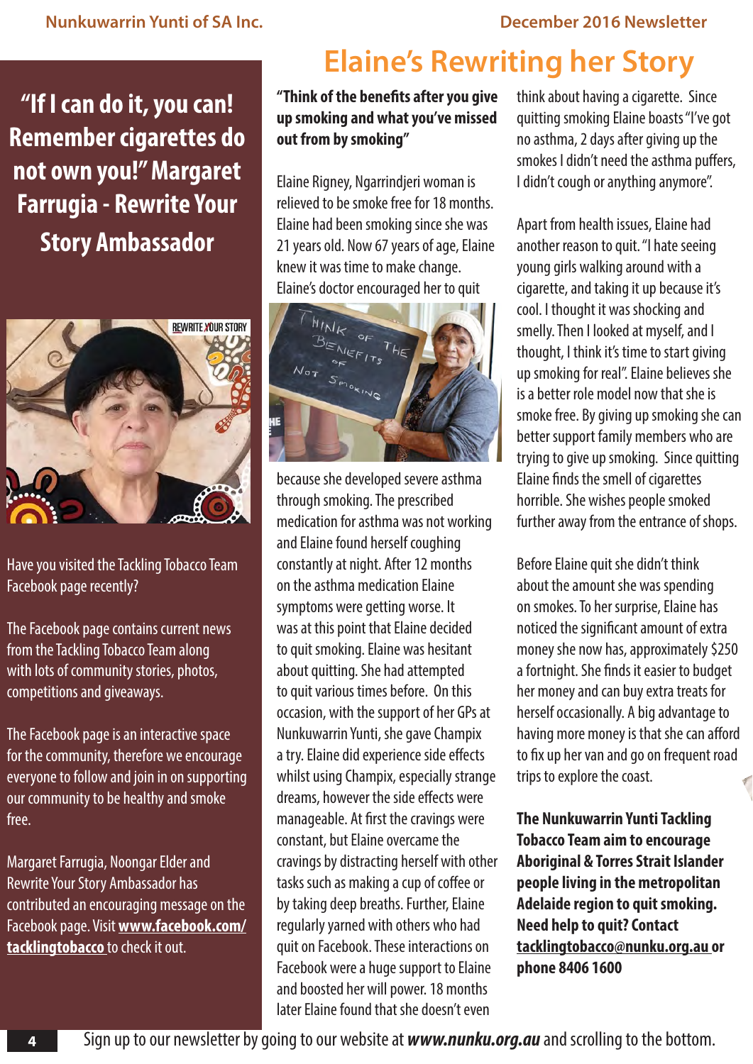# Elaine's Rewriting her Story

**"Think of the benefits after you give up smoking and what you've missed out from by smoking"**

Elaine Rigney, Ngarrindjeri woman is relieved to be smoke free for 18 months. Elaine had been smoking since she was 21 years old. Now 67 years of age, Elaine knew it was time to make change. Elaine's doctor encouraged her to quit because she developed severe asthma through smoking. The prescribed medication for asthma was not working and Elaine found herself coughing constantly at night. After 12 months on the asthma medication Elaine symptoms were getting worse. It was at this point that Elaine decided to quit smoking. Elaine was hesitant about quitting. She had attempted to quit various times before. On this occasion, with the support of her GPs at Nunkuwarrin Yunti, she gave Champix a try. Elaine did experience side effects whilst using Champix, especially strange dreams, however the side effects were manageable. At first the cravings were constant, but Elaine overcame the cravings by distracting herself with other tasks such as making a cup of coffee or by taking deep breaths. Further, Elaine regularly yarned with others who had quit on Facebook. These interactions on Facebook were a huge support to Elaine and boosted her will power. 18 months later Elaine found that she doesn't even think about having a cigarette. Since quitting smoking Elaine boasts "I've got no asthma, 2 days after giving up the smokes I didn't need the asthma puffers, I didn't cough or anything anymore".

Apart from health issues, Elaine had another reason to quit. "I hate seeing young girls walking around with a cigarette, and taking it up because it's cool. I thought it was shocking and smelly. Then I looked at myself, and I thought, I think it's time to start giving up smoking for real". Elaine believes she is a better role model now that she is smoke free. By giving up smoking she can better support family members who are trying to give up smoking. Since quitting Elaine finds the smell of cigarettes horrible. She wishes people smoked further away from the entrance of shops.

Before Elaine quit she didn't think about the amount she was spending on smokes. To her surprise, Elaine has noticed the significant amount of extra money she now has, approximately $250 a fortnight. She finds it easier to budget her money and can buy extra treats for herself occasionally. A big advantage to having more money is that she can afford to fix up her van and go on frequent road trips to explore the coast.

**The Nunkuwarrin Yunti Tackling Tobacco Team aim to encourage Aboriginal & Torres Strait Islander people living in the metropolitan Adelaide region to quit smoking. Need help to quit? Contact tacklingtobacco@nunku.org.au or phone 8406 1600**

---

## "If I can do it, you can! Remember cigarettes do not own you!" Margaret Farrugia - Rewrite Your Story Ambassador

Have you visited the Tackling Tobacco Team Facebook page recently?

The Facebook page contains current news from the Tackling Tobacco Team along with lots of community stories, photos, competitions and giveaways.

The Facebook page is an interactive space for the community, therefore we encourage everyone to follow and join in on supporting our community to be healthy and smoke free.

Margaret Farrugia, Noongar Elder and Rewrite Your Story Ambassador has contributed an encouraging message on the Facebook page. Visit **www.facebook.com/tacklingtobacco** to check it out.

Sign up to our newsletter by going to our website at ***www.nunku.org.au*** and scrolling to the bottom.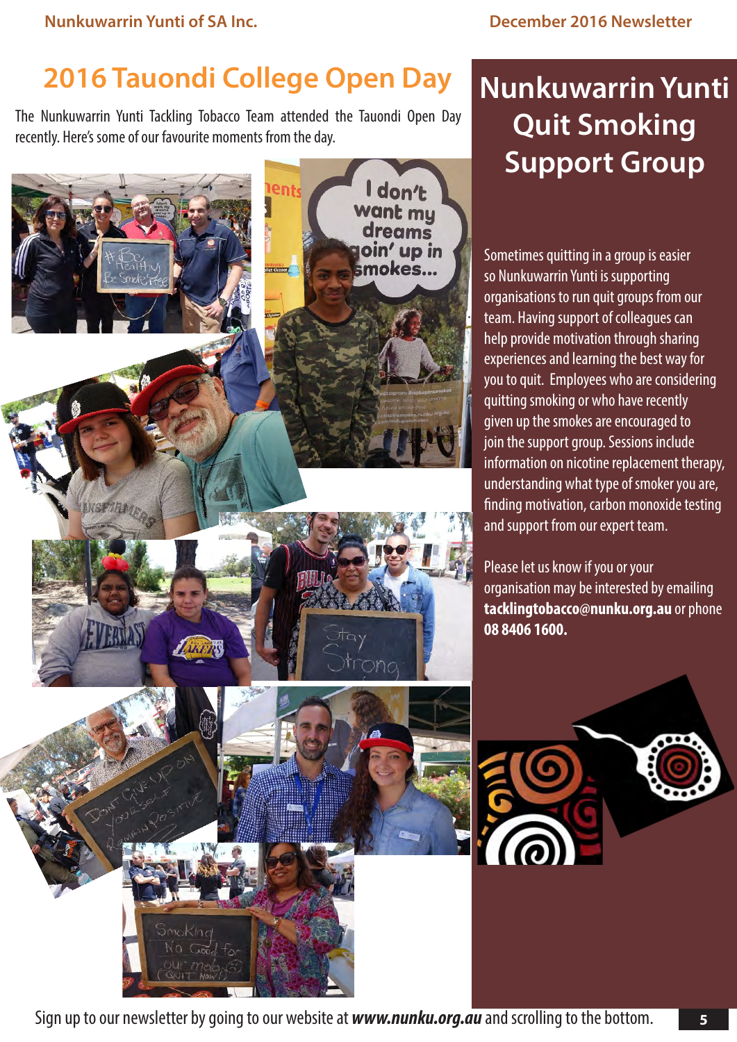# 2016 Tauondi College Open Day

The Nunkuwarrin Yunti Tackling Tobacco Team attended the Tauondi Open Day recently. Here's some of our favourite moments from the day.

# Nunkuwarrin Yunti Quit Smoking Support Group

Sometimes quitting in a group is easier so Nunkuwarrin Yunti is supporting organisations to run quit groups from our team. Having support of colleagues can help provide motivation through sharing experiences and learning the best way for you to quit. Employees who are considering quitting smoking or who have recently given up the smokes are encouraged to join the support group. Sessions include information on nicotine replacement therapy, understanding what type of smoker you are, finding motivation, carbon monoxide testing and support from our expert team.

Please let us know if you or your organisation may be interested by emailing **tacklingtobacco@nunku.org.au** or phone **08 8406 1600.**

Sign up to our newsletter by going to our website at ***www.nunku.org.au*** and scrolling to the bottom.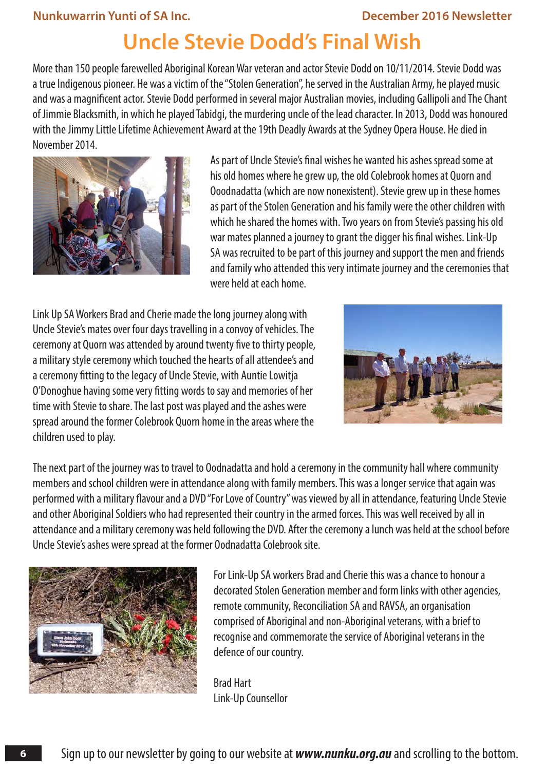# Uncle Stevie Dodd's Final Wish

More than 150 people farewelled Aboriginal Korean War veteran and actor Stevie Dodd on 10/11/2014. Stevie Dodd was a true Indigenous pioneer. He was a victim of the "Stolen Generation", he served in the Australian Army, he played music and was a magnificent actor. Stevie Dodd performed in several major Australian movies, including Gallipoli and The Chant of Jimmie Blacksmith, in which he played Tabidgi, the murdering uncle of the lead character. In 2013, Dodd was honoured with the Jimmy Little Lifetime Achievement Award at the 19th Deadly Awards at the Sydney Opera House. He died in November 2014.

As part of Uncle Stevie's final wishes he wanted his ashes spread some at his old homes where he grew up, the old Colebrook homes at Quorn and Ooodnadatta (which are now nonexistent). Stevie grew up in these homes as part of the Stolen Generation and his family were the other children with which he shared the homes with. Two years on from Stevie's passing his old war mates planned a journey to grant the digger his final wishes. Link-Up SA was recruited to be part of this journey and support the men and friends and family who attended this very intimate journey and the ceremonies that were held at each home.

Link Up SA Workers Brad and Cherie made the long journey along with Uncle Stevie's mates over four days travelling in a convoy of vehicles. The ceremony at Quorn was attended by around twenty five to thirty people, a military style ceremony which touched the hearts of all attendee's and a ceremony fitting to the legacy of Uncle Stevie, with Auntie Lowitja O'Donoghue having some very fitting words to say and memories of her time with Stevie to share. The last post was played and the ashes were spread around the former Colebrook Quorn home in the areas where the children used to play.

The next part of the journey was to travel to Oodnadatta and hold a ceremony in the community hall where community members and school children were in attendance along with family members. This was a longer service that again was performed with a military flavour and a DVD "For Love of Country" was viewed by all in attendance, featuring Uncle Stevie and other Aboriginal Soldiers who had represented their country in the armed forces. This was well received by all in attendance and a military ceremony was held following the DVD. After the ceremony a lunch was held at the school before Uncle Stevie's ashes were spread at the former Oodnadatta Colebrook site.

For Link-Up SA workers Brad and Cherie this was a chance to honour a decorated Stolen Generation member and form links with other agencies, remote community, Reconciliation SA and RAVSA, an organisation comprised of Aboriginal and non-Aboriginal veterans, with a brief to recognise and commemorate the service of Aboriginal veterans in the defence of our country.

Brad Hart
Link-Up Counsellor

Sign up to our newsletter by going to our website at ***www.nunku.org.au*** and scrolling to the bottom.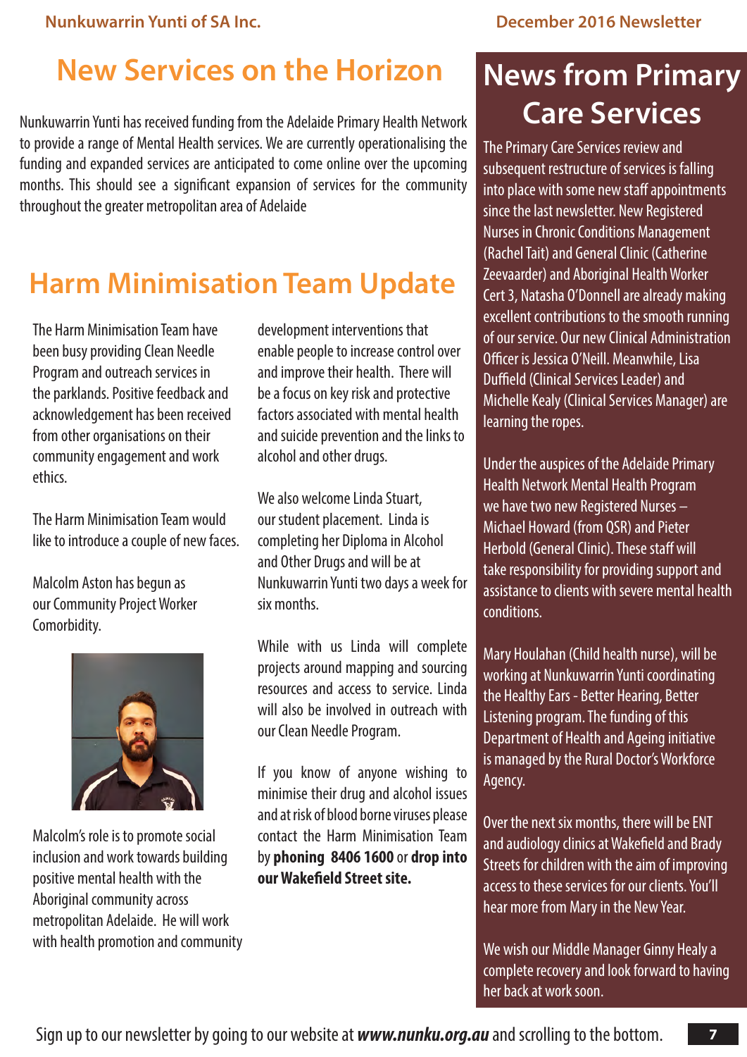# New Services on the Horizon

Nunkuwarrin Yunti has received funding from the Adelaide Primary Health Network to provide a range of Mental Health services. We are currently operationalising the funding and expanded services are anticipated to come online over the upcoming months. This should see a significant expansion of services for the community throughout the greater metropolitan area of Adelaide

# Harm Minimisation Team Update

The Harm Minimisation Team have been busy providing Clean Needle Program and outreach services in the parklands. Positive feedback and acknowledgement has been received from other organisations on their community engagement and work ethics.

The Harm Minimisation Team would like to introduce a couple of new faces.

Malcolm Aston has begun as our Community Project Worker Comorbidity.

Malcolm's role is to promote social inclusion and work towards building positive mental health with the Aboriginal community across metropolitan Adelaide. He will work with health promotion and community development interventions that enable people to increase control over and improve their health. There will be a focus on key risk and protective factors associated with mental health and suicide prevention and the links to alcohol and other drugs.

We also welcome Linda Stuart, our student placement. Linda is completing her Diploma in Alcohol and Other Drugs and will be at Nunkuwarrin Yunti two days a week for six months.

While with us Linda will complete projects around mapping and sourcing resources and access to service. Linda will also be involved in outreach with our Clean Needle Program.

If you know of anyone wishing to minimise their drug and alcohol issues and at risk of blood borne viruses please contact the Harm Minimisation Team by **phoning 8406 1600** or **drop into our Wakefield Street site.**

# News from Primary Care Services

The Primary Care Services review and subsequent restructure of services is falling into place with some new staff appointments since the last newsletter. New Registered Nurses in Chronic Conditions Management (Rachel Tait) and General Clinic (Catherine Zeevaarder) and Aboriginal Health Worker Cert 3, Natasha O'Donnell are already making excellent contributions to the smooth running of our service. Our new Clinical Administration Officer is Jessica O'Neill. Meanwhile, Lisa Duffield (Clinical Services Leader) and Michelle Kealy (Clinical Services Manager) are learning the ropes.

Under the auspices of the Adelaide Primary Health Network Mental Health Program we have two new Registered Nurses – Michael Howard (from QSR) and Pieter Herbold (General Clinic). These staff will take responsibility for providing support and assistance to clients with severe mental health conditions.

Mary Houlahan (Child health nurse), will be working at Nunkuwarrin Yunti coordinating the Healthy Ears - Better Hearing, Better Listening program. The funding of this Department of Health and Ageing initiative is managed by the Rural Doctor's Workforce Agency.

Over the next six months, there will be ENT and audiology clinics at Wakefield and Brady Streets for children with the aim of improving access to these services for our clients. You'll hear more from Mary in the New Year.

We wish our Middle Manager Ginny Healy a complete recovery and look forward to having her back at work soon.

Sign up to our newsletter by going to our website at ***www.nunku.org.au*** and scrolling to the bottom.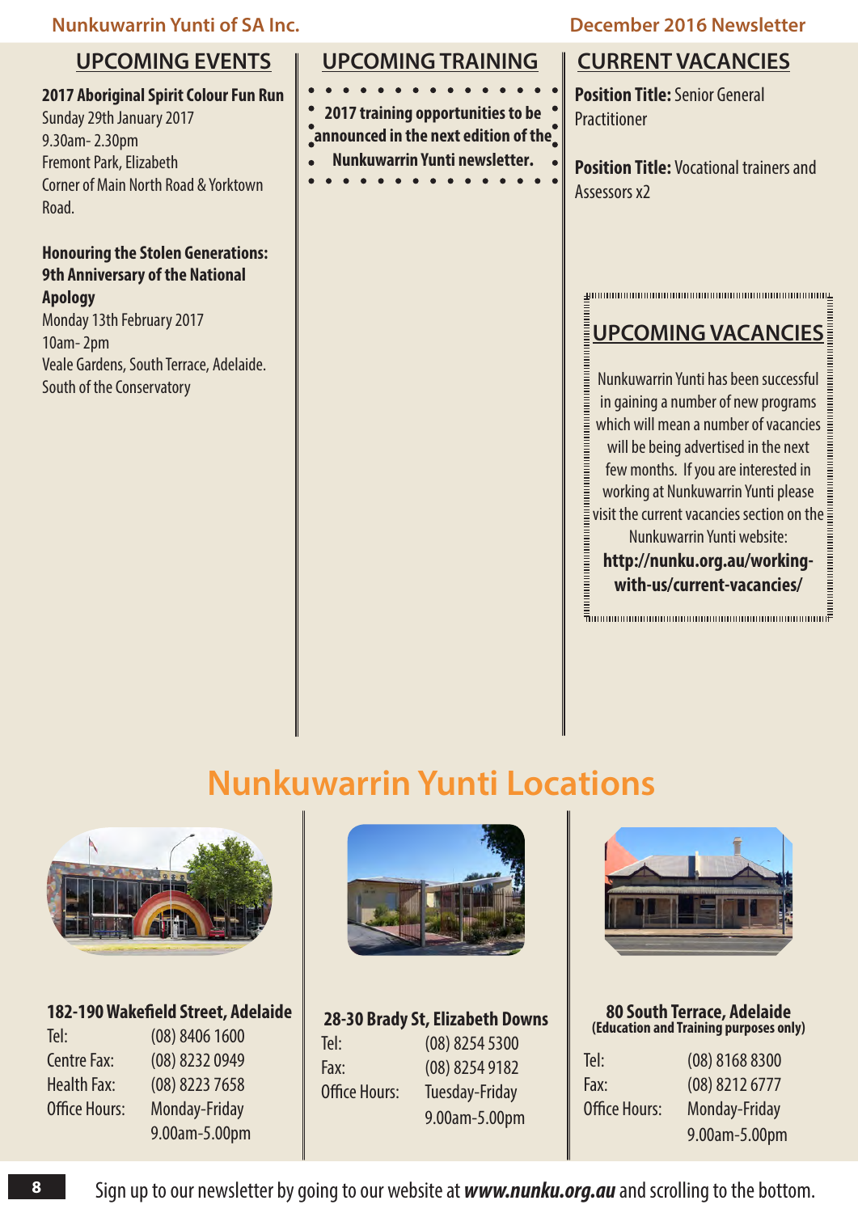## UPCOMING EVENTS

**2017 Aboriginal Spirit Colour Fun Run**
Sunday 29th January 2017
9.30am- 2.30pm
Fremont Park, Elizabeth
Corner of Main North Road & Yorktown Road.

**Honouring the Stolen Generations: 9th Anniversary of the National Apology**
Monday 13th February 2017
10am- 2pm
Veale Gardens, South Terrace, Adelaide.
South of the Conservatory

## UPCOMING TRAINING

**2017 training opportunities to be announced in the next edition of the Nunkuwarrin Yunti newsletter.**

## CURRENT VACANCIES

**Position Title:** Senior General Practitioner

**Position Title:** Vocational trainers and Assessors x2

## UPCOMING VACANCIES

Nunkuwarrin Yunti has been successful in gaining a number of new programs which will mean a number of vacancies will be being advertised in the next few months. If you are interested in working at Nunkuwarrin Yunti please visit the current vacancies section on the Nunkuwarrin Yunti website:
**http://nunku.org.au/working-with-us/current-vacancies/**

# Nunkuwarrin Yunti Locations

**182-190 Wakefield Street, Adelaide**

| | |
|---|---|
| Tel: | (08) 8406 1600 |
| Centre Fax: | (08) 8232 0949 |
| Health Fax: | (08) 8223 7658 |
| Office Hours: | Monday-Friday 9.00am-5.00pm |

**28-30 Brady St, Elizabeth Downs**

| | |
|---|---|
| Tel: | (08) 8254 5300 |
| Fax: | (08) 8254 9182 |
| Office Hours: | Tuesday-Friday 9.00am-5.00pm |

**80 South Terrace, Adelaide**
**(Education and Training purposes only)**

| | |
|---|---|
| Tel: | (08) 8168 8300 |
| Fax: | (08) 8212 6777 |
| Office Hours: | Monday-Friday 9.00am-5.00pm |

Sign up to our newsletter by going to our website at ***www.nunku.org.au*** and scrolling to the bottom.